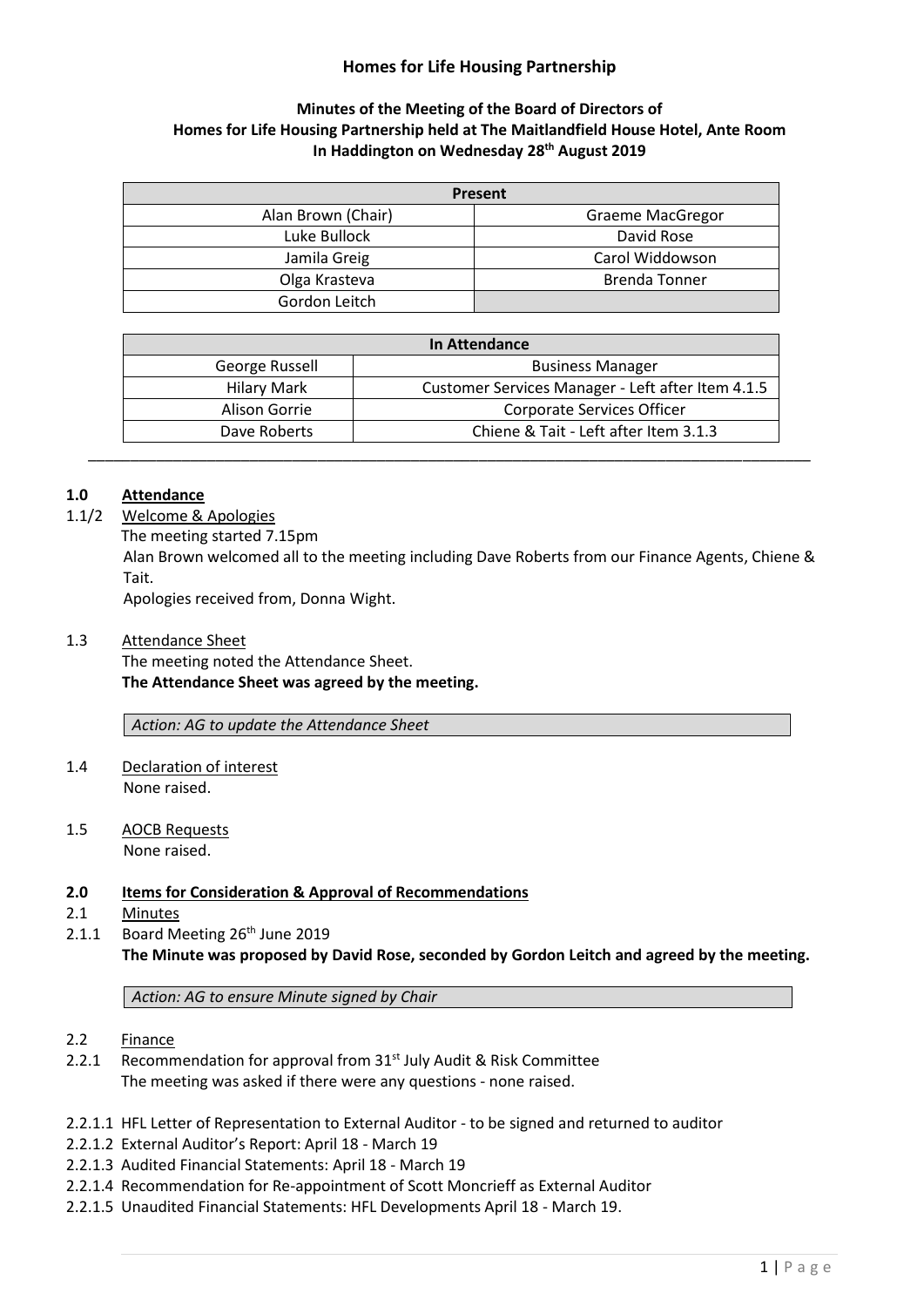# Homes for Life Housing Partnership

## Minutes of the Meeting of the Board of Directors of Homes for Life Housing Partnership held at The Maitlandfield House Hotel, Ante Room In Haddington on Wednesday 28th August 2019

| Present | |
|---|---|
| Alan Brown (Chair) | Graeme MacGregor |
| Luke Bullock | David Rose |
| Jamila Greig | Carol Widdowson |
| Olga Krasteva | Brenda Tonner |
| Gordon Leitch | |

| In Attendance | |
|---|---|
| George Russell | Business Manager |
| Hilary Mark | Customer Services Manager - Left after Item 4.1.5 |
| Alison Gorrie | Corporate Services Officer |
| Dave Roberts | Chiene & Tait - Left after Item 3.1.3 |

---

**1.0 Attendance**

1.1/2 Welcome & Apologies

The meeting started 7.15pm

Alan Brown welcomed all to the meeting including Dave Roberts from our Finance Agents, Chiene & Tait.

Apologies received from, Donna Wight.

1.3 Attendance Sheet

The meeting noted the Attendance Sheet.

**The Attendance Sheet was agreed by the meeting.**

*Action: AG to update the Attendance Sheet*

1.4 Declaration of interest

None raised.

1.5 AOCB Requests

None raised.

**2.0 Items for Consideration & Approval of Recommendations**

2.1 Minutes

2.1.1 Board Meeting 26th June 2019

**The Minute was proposed by David Rose, seconded by Gordon Leitch and agreed by the meeting.**

*Action: AG to ensure Minute signed by Chair*

2.2 Finance

2.2.1 Recommendation for approval from 31st July Audit & Risk Committee

The meeting was asked if there were any questions - none raised.

2.2.1.1 HFL Letter of Representation to External Auditor - to be signed and returned to auditor

2.2.1.2 External Auditor's Report: April 18 - March 19

2.2.1.3 Audited Financial Statements: April 18 - March 19

2.2.1.4 Recommendation for Re-appointment of Scott Moncrieff as External Auditor

2.2.1.5 Unaudited Financial Statements: HFL Developments April 18 - March 19.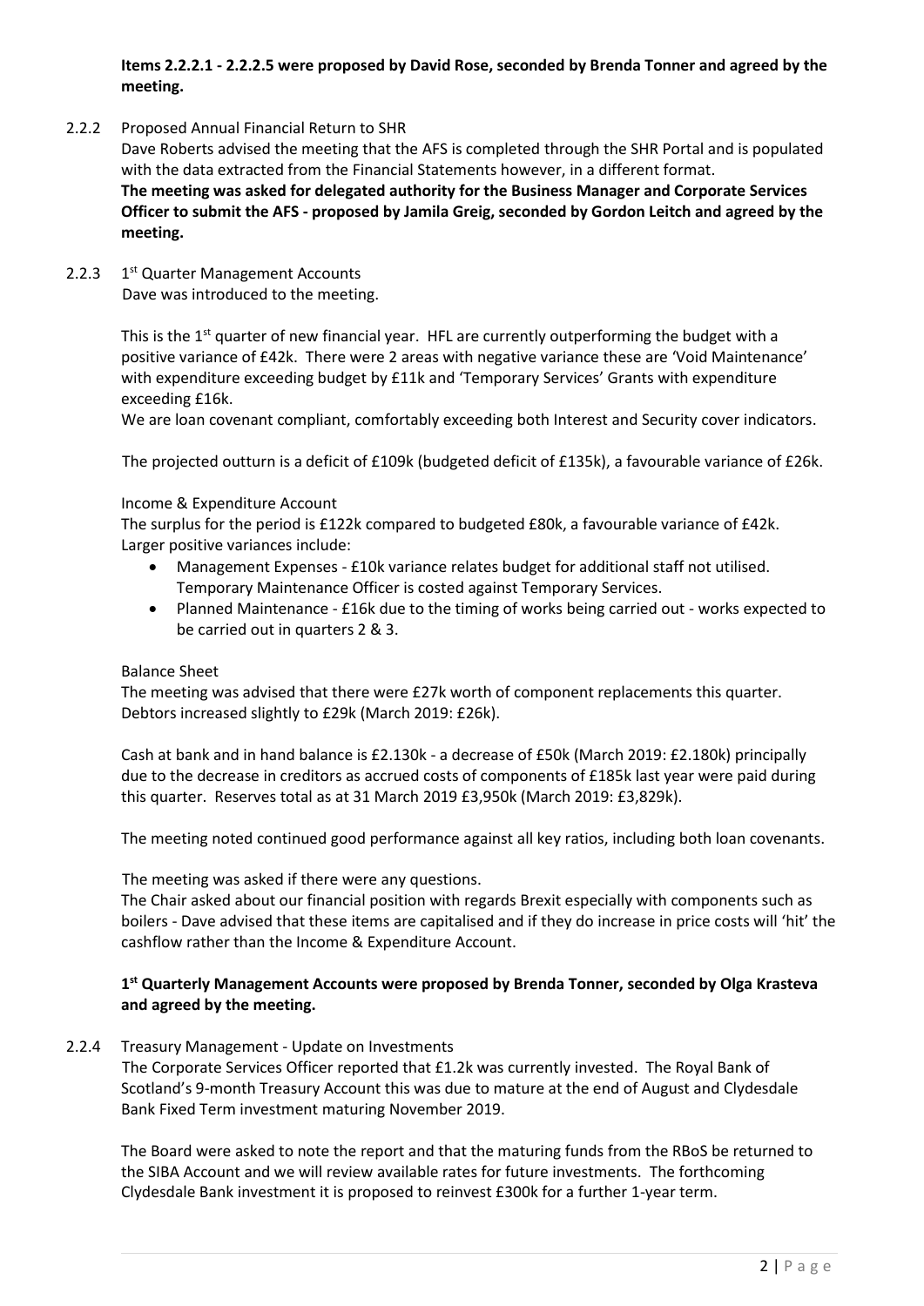**Items 2.2.2.1 - 2.2.2.5 were proposed by David Rose, seconded by Brenda Tonner and agreed by the meeting.**

2.2.2 Proposed Annual Financial Return to SHR

Dave Roberts advised the meeting that the AFS is completed through the SHR Portal and is populated with the data extracted from the Financial Statements however, in a different format.

**The meeting was asked for delegated authority for the Business Manager and Corporate Services Officer to submit the AFS - proposed by Jamila Greig, seconded by Gordon Leitch and agreed by the meeting.**

2.2.3 1st Quarter Management Accounts

Dave was introduced to the meeting.

This is the 1st quarter of new financial year. HFL are currently outperforming the budget with a positive variance of £42k. There were 2 areas with negative variance these are 'Void Maintenance' with expenditure exceeding budget by £11k and 'Temporary Services' Grants with expenditure exceeding £16k.

We are loan covenant compliant, comfortably exceeding both Interest and Security cover indicators.

The projected outturn is a deficit of £109k (budgeted deficit of £135k), a favourable variance of £26k.

Income & Expenditure Account

The surplus for the period is £122k compared to budgeted £80k, a favourable variance of £42k. Larger positive variances include:

- Management Expenses - £10k variance relates budget for additional staff not utilised. Temporary Maintenance Officer is costed against Temporary Services.
- Planned Maintenance - £16k due to the timing of works being carried out - works expected to be carried out in quarters 2 & 3.

Balance Sheet

The meeting was advised that there were £27k worth of component replacements this quarter. Debtors increased slightly to £29k (March 2019: £26k).

Cash at bank and in hand balance is £2.130k - a decrease of £50k (March 2019: £2.180k) principally due to the decrease in creditors as accrued costs of components of £185k last year were paid during this quarter. Reserves total as at 31 March 2019 £3,950k (March 2019: £3,829k).

The meeting noted continued good performance against all key ratios, including both loan covenants.

The meeting was asked if there were any questions.

The Chair asked about our financial position with regards Brexit especially with components such as boilers - Dave advised that these items are capitalised and if they do increase in price costs will 'hit' the cashflow rather than the Income & Expenditure Account.

**1st Quarterly Management Accounts were proposed by Brenda Tonner, seconded by Olga Krasteva and agreed by the meeting.**

2.2.4 Treasury Management - Update on Investments

The Corporate Services Officer reported that £1.2k was currently invested. The Royal Bank of Scotland's 9-month Treasury Account this was due to mature at the end of August and Clydesdale Bank Fixed Term investment maturing November 2019.

The Board were asked to note the report and that the maturing funds from the RBoS be returned to the SIBA Account and we will review available rates for future investments. The forthcoming Clydesdale Bank investment it is proposed to reinvest £300k for a further 1-year term.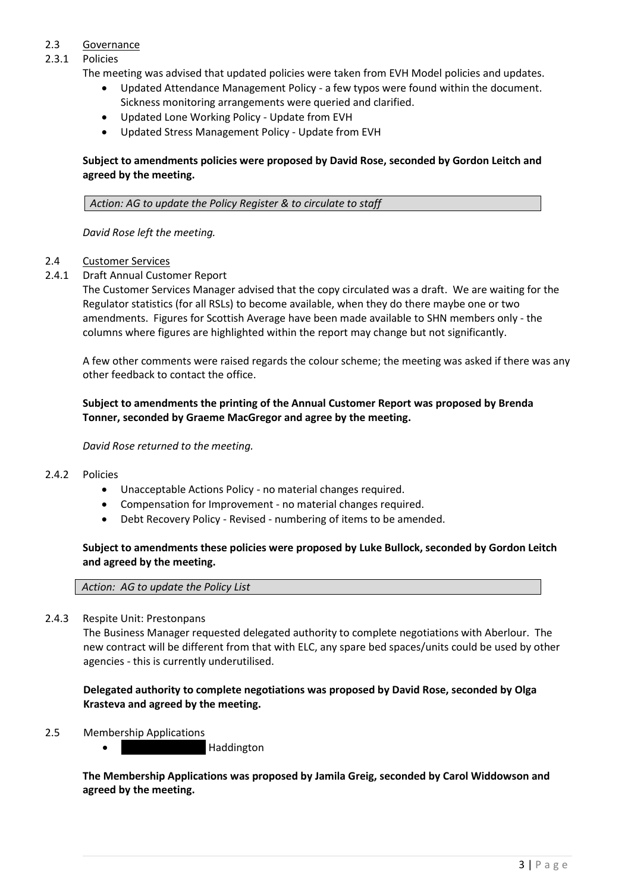## 2.3 Governance

### 2.3.1 Policies

The meeting was advised that updated policies were taken from EVH Model policies and updates.

- Updated Attendance Management Policy - a few typos were found within the document. Sickness monitoring arrangements were queried and clarified.
- Updated Lone Working Policy - Update from EVH
- Updated Stress Management Policy - Update from EVH

**Subject to amendments policies were proposed by David Rose, seconded by Gordon Leitch and agreed by the meeting.**

*Action: AG to update the Policy Register & to circulate to staff*

*David Rose left the meeting.*

## 2.4 Customer Services

### 2.4.1 Draft Annual Customer Report

The Customer Services Manager advised that the copy circulated was a draft. We are waiting for the Regulator statistics (for all RSLs) to become available, when they do there maybe one or two amendments. Figures for Scottish Average have been made available to SHN members only - the columns where figures are highlighted within the report may change but not significantly.

A few other comments were raised regards the colour scheme; the meeting was asked if there was any other feedback to contact the office.

**Subject to amendments the printing of the Annual Customer Report was proposed by Brenda Tonner, seconded by Graeme MacGregor and agree by the meeting.**

*David Rose returned to the meeting.*

### 2.4.2 Policies

- Unacceptable Actions Policy - no material changes required.
- Compensation for Improvement - no material changes required.
- Debt Recovery Policy - Revised - numbering of items to be amended.

**Subject to amendments these policies were proposed by Luke Bullock, seconded by Gordon Leitch and agreed by the meeting.**

*Action: AG to update the Policy List*

### 2.4.3 Respite Unit: Prestonpans

The Business Manager requested delegated authority to complete negotiations with Aberlour. The new contract will be different from that with ELC, any spare bed spaces/units could be used by other agencies - this is currently underutilised.

**Delegated authority to complete negotiations was proposed by David Rose, seconded by Olga Krasteva and agreed by the meeting.**

## 2.5 Membership Applications

- [REDACTED] Haddington

**The Membership Applications was proposed by Jamila Greig, seconded by Carol Widdowson and agreed by the meeting.**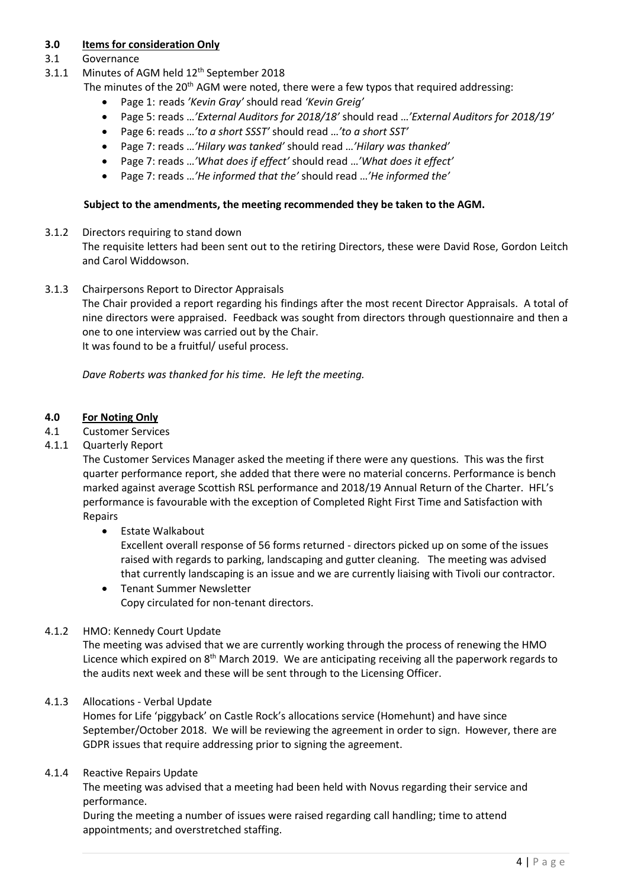## 3.0 Items for consideration Only

3.1 Governance

3.1.1 Minutes of AGM held 12th September 2018

The minutes of the 20th AGM were noted, there were a few typos that required addressing:

- Page 1: reads *'Kevin Gray'* should read *'Kevin Greig'*
- Page 5: reads …*'External Auditors for 2018/18'* should read …*'External Auditors for 2018/19'*
- Page 6: reads …*'to a short SSST'* should read …*'to a short SST'*
- Page 7: reads …*'Hilary was tanked'* should read …*'Hilary was thanked'*
- Page 7: reads …*'What does if effect'* should read …*'What does it effect'*
- Page 7: reads …*'He informed that the'* should read …*'He informed the'*

**Subject to the amendments, the meeting recommended they be taken to the AGM.**

3.1.2 Directors requiring to stand down

The requisite letters had been sent out to the retiring Directors, these were David Rose, Gordon Leitch and Carol Widdowson.

3.1.3 Chairpersons Report to Director Appraisals

The Chair provided a report regarding his findings after the most recent Director Appraisals. A total of nine directors were appraised. Feedback was sought from directors through questionnaire and then a one to one interview was carried out by the Chair.

It was found to be a fruitful/ useful process.

*Dave Roberts was thanked for his time. He left the meeting.*

## 4.0 For Noting Only

4.1 Customer Services

4.1.1 Quarterly Report

The Customer Services Manager asked the meeting if there were any questions. This was the first quarter performance report, she added that there were no material concerns. Performance is bench marked against average Scottish RSL performance and 2018/19 Annual Return of the Charter. HFL's performance is favourable with the exception of Completed Right First Time and Satisfaction with Repairs

- Estate Walkabout
  Excellent overall response of 56 forms returned - directors picked up on some of the issues raised with regards to parking, landscaping and gutter cleaning. The meeting was advised that currently landscaping is an issue and we are currently liaising with Tivoli our contractor.
- Tenant Summer Newsletter
  Copy circulated for non-tenant directors.

4.1.2 HMO: Kennedy Court Update

The meeting was advised that we are currently working through the process of renewing the HMO Licence which expired on 8th March 2019. We are anticipating receiving all the paperwork regards to the audits next week and these will be sent through to the Licensing Officer.

4.1.3 Allocations - Verbal Update

Homes for Life 'piggyback' on Castle Rock's allocations service (Homehunt) and have since September/October 2018. We will be reviewing the agreement in order to sign. However, there are GDPR issues that require addressing prior to signing the agreement.

4.1.4 Reactive Repairs Update

The meeting was advised that a meeting had been held with Novus regarding their service and performance.

During the meeting a number of issues were raised regarding call handling; time to attend appointments; and overstretched staffing.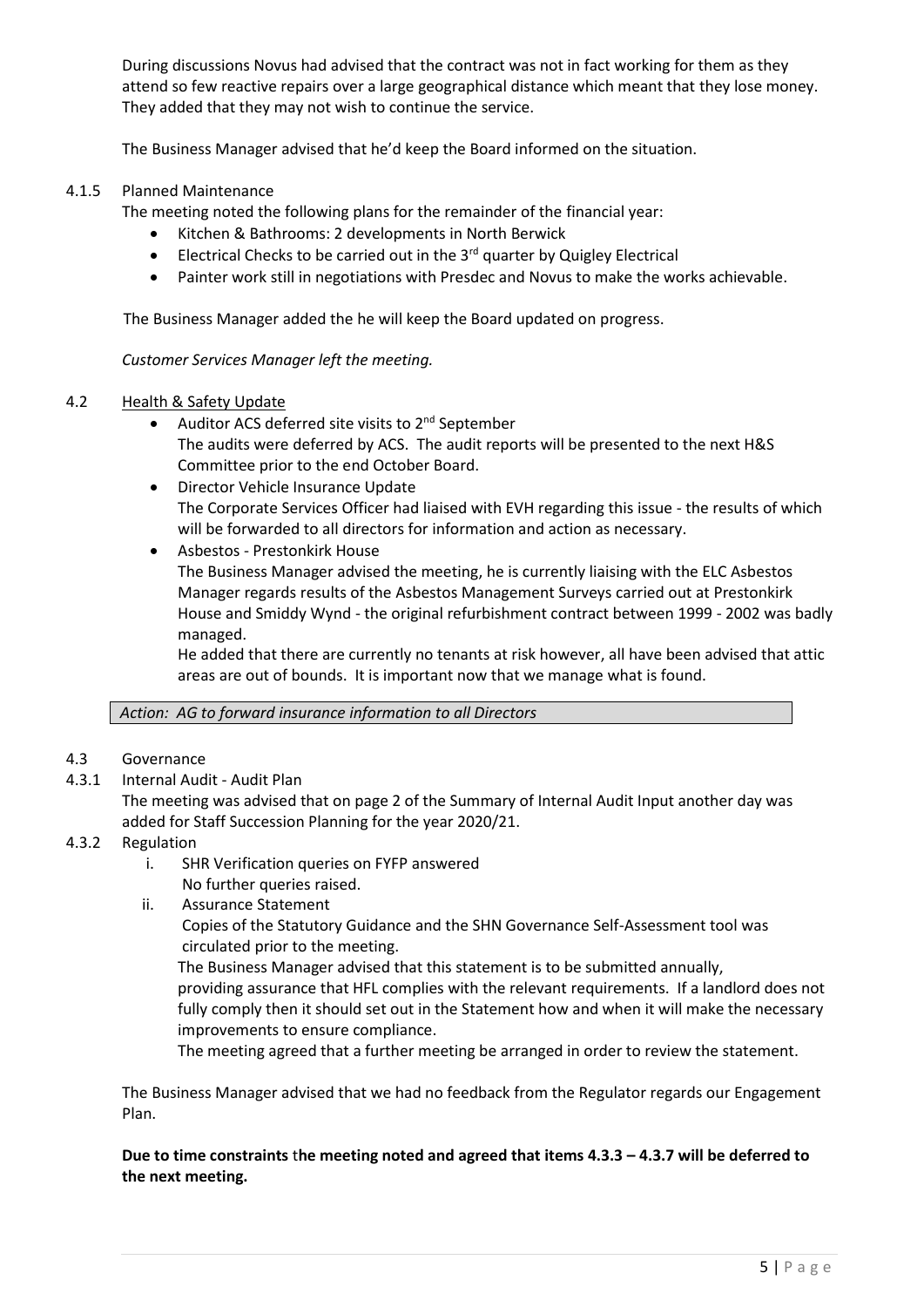During discussions Novus had advised that the contract was not in fact working for them as they attend so few reactive repairs over a large geographical distance which meant that they lose money. They added that they may not wish to continue the service.

The Business Manager advised that he'd keep the Board informed on the situation.

4.1.5 Planned Maintenance

The meeting noted the following plans for the remainder of the financial year:

- Kitchen & Bathrooms: 2 developments in North Berwick
- Electrical Checks to be carried out in the 3rd quarter by Quigley Electrical
- Painter work still in negotiations with Presdec and Novus to make the works achievable.

The Business Manager added the he will keep the Board updated on progress.

*Customer Services Manager left the meeting.*

4.2 Health & Safety Update

- Auditor ACS deferred site visits to 2nd September
  The audits were deferred by ACS. The audit reports will be presented to the next H&S Committee prior to the end October Board.
- Director Vehicle Insurance Update
  The Corporate Services Officer had liaised with EVH regarding this issue - the results of which will be forwarded to all directors for information and action as necessary.
- Asbestos - Prestonkirk House
  The Business Manager advised the meeting, he is currently liaising with the ELC Asbestos Manager regards results of the Asbestos Management Surveys carried out at Prestonkirk House and Smiddy Wynd - the original refurbishment contract between 1999 - 2002 was badly managed.
  He added that there are currently no tenants at risk however, all have been advised that attic areas are out of bounds. It is important now that we manage what is found.

*Action: AG to forward insurance information to all Directors*

4.3 Governance

4.3.1 Internal Audit - Audit Plan

The meeting was advised that on page 2 of the Summary of Internal Audit Input another day was added for Staff Succession Planning for the year 2020/21.

4.3.2 Regulation

i. SHR Verification queries on FYFP answered
   No further queries raised.

ii. Assurance Statement
   Copies of the Statutory Guidance and the SHN Governance Self-Assessment tool was circulated prior to the meeting.
   The Business Manager advised that this statement is to be submitted annually, providing assurance that HFL complies with the relevant requirements. If a landlord does not fully comply then it should set out in the Statement how and when it will make the necessary improvements to ensure compliance.
   The meeting agreed that a further meeting be arranged in order to review the statement.

The Business Manager advised that we had no feedback from the Regulator regards our Engagement Plan.

**Due to time constraints the meeting noted and agreed that items 4.3.3 – 4.3.7 will be deferred to the next meeting.**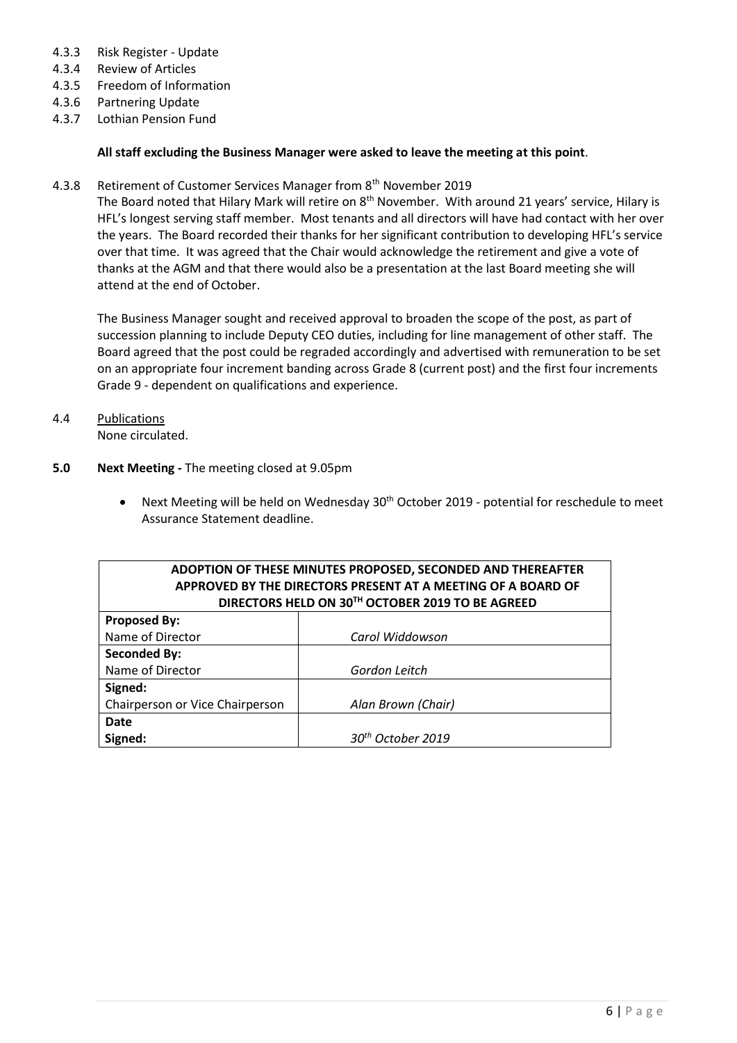- 4.3.3 Risk Register - Update
- 4.3.4 Review of Articles
- 4.3.5 Freedom of Information
- 4.3.6 Partnering Update
- 4.3.7 Lothian Pension Fund

**All staff excluding the Business Manager were asked to leave the meeting at this point**.

4.3.8 Retirement of Customer Services Manager from 8th November 2019

The Board noted that Hilary Mark will retire on 8th November. With around 21 years' service, Hilary is HFL's longest serving staff member. Most tenants and all directors will have had contact with her over the years. The Board recorded their thanks for her significant contribution to developing HFL's service over that time. It was agreed that the Chair would acknowledge the retirement and give a vote of thanks at the AGM and that there would also be a presentation at the last Board meeting she will attend at the end of October.

The Business Manager sought and received approval to broaden the scope of the post, as part of succession planning to include Deputy CEO duties, including for line management of other staff. The Board agreed that the post could be regraded accordingly and advertised with remuneration to be set on an appropriate four increment banding across Grade 8 (current post) and the first four increments Grade 9 - dependent on qualifications and experience.

4.4 Publications

None circulated.

**5.0 Next Meeting -** The meeting closed at 9.05pm

- Next Meeting will be held on Wednesday 30th October 2019 - potential for reschedule to meet Assurance Statement deadline.

| ADOPTION OF THESE MINUTES PROPOSED, SECONDED AND THEREAFTER APPROVED BY THE DIRECTORS PRESENT AT A MEETING OF A BOARD OF DIRECTORS HELD ON 30TH OCTOBER 2019 TO BE AGREED | |
|---|---|
| **Proposed By:** Name of Director | *Carol Widdowson* |
| **Seconded By:** Name of Director | *Gordon Leitch* |
| **Signed:** Chairperson or Vice Chairperson | *Alan Brown (Chair)* |
| **Date Signed:** | *30th October 2019* |